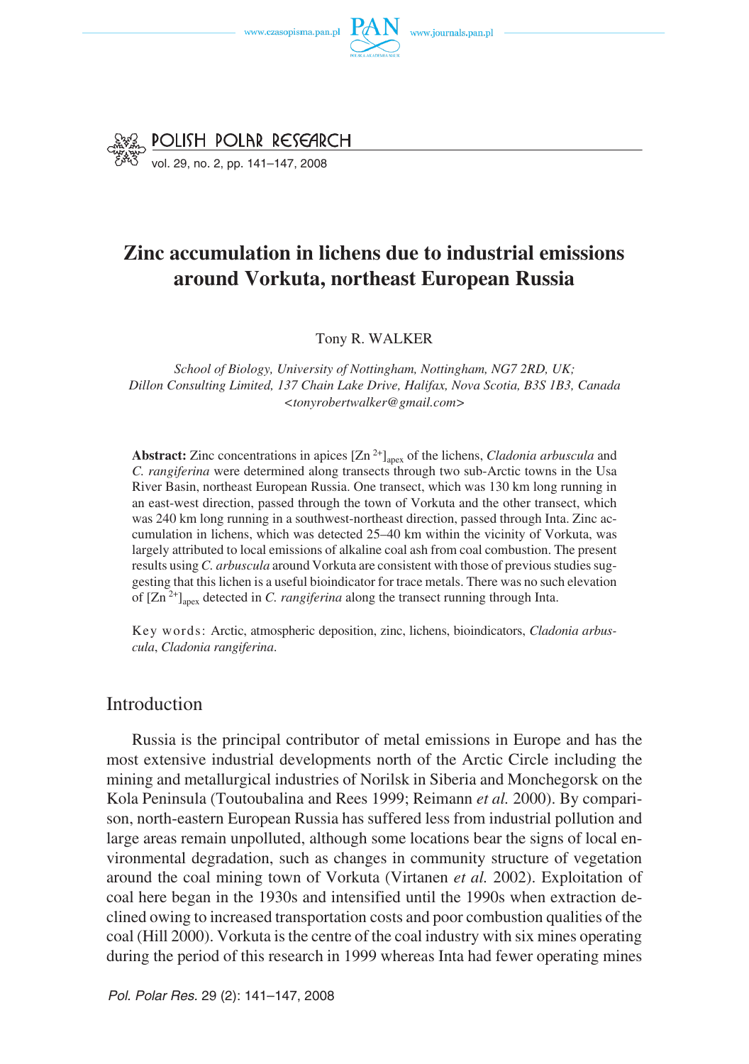# Zinc accumulation in lichens due to industrial emissions around Vorkuta, northeast European Russia

Tony R. WALKER

*School of Biology, University of Nottingham, Nottingham, NG7 2RD, UK; Dillon Consulting Limited, 137 Chain Lake Drive, Halifax, Nova Scotia, B3S 1B3, Canada <tonyrobertwalker@gmail.com>*

**Abstract:** Zinc concentrations in apices $[Zn^{2+}]_{apex}$ of the lichens, *Cladonia arbuscula* and *C. rangiferina* were determined along transects through two sub-Arctic towns in the Usa River Basin, northeast European Russia. One transect, which was 130 km long running in an east-west direction, passed through the town of Vorkuta and the other transect, which was 240 km long running in a southwest-northeast direction, passed through Inta. Zinc accumulation in lichens, which was detected 25–40 km within the vicinity of Vorkuta, was largely attributed to local emissions of alkaline coal ash from coal combustion. The present results using *C. arbuscula* around Vorkuta are consistent with those of previous studies suggesting that this lichen is a useful bioindicator for trace metals. There was no such elevation of $[Zn^{2+}]_{apex}$ detected in *C. rangiferina* along the transect running through Inta.

Key words: Arctic, atmospheric deposition, zinc, lichens, bioindicators, *Cladonia arbuscula*, *Cladonia rangiferina*.

## Introduction

Russia is the principal contributor of metal emissions in Europe and has the most extensive industrial developments north of the Arctic Circle including the mining and metallurgical industries of Norilsk in Siberia and Monchegorsk on the Kola Peninsula (Toutoubalina and Rees 1999; Reimann *et al.* 2000). By comparison, north-eastern European Russia has suffered less from industrial pollution and large areas remain unpolluted, although some locations bear the signs of local environmental degradation, such as changes in community structure of vegetation around the coal mining town of Vorkuta (Virtanen *et al.* 2002). Exploitation of coal here began in the 1930s and intensified until the 1990s when extraction declined owing to increased transportation costs and poor combustion qualities of the coal (Hill 2000). Vorkuta is the centre of the coal industry with six mines operating during the period of this research in 1999 whereas Inta had fewer operating mines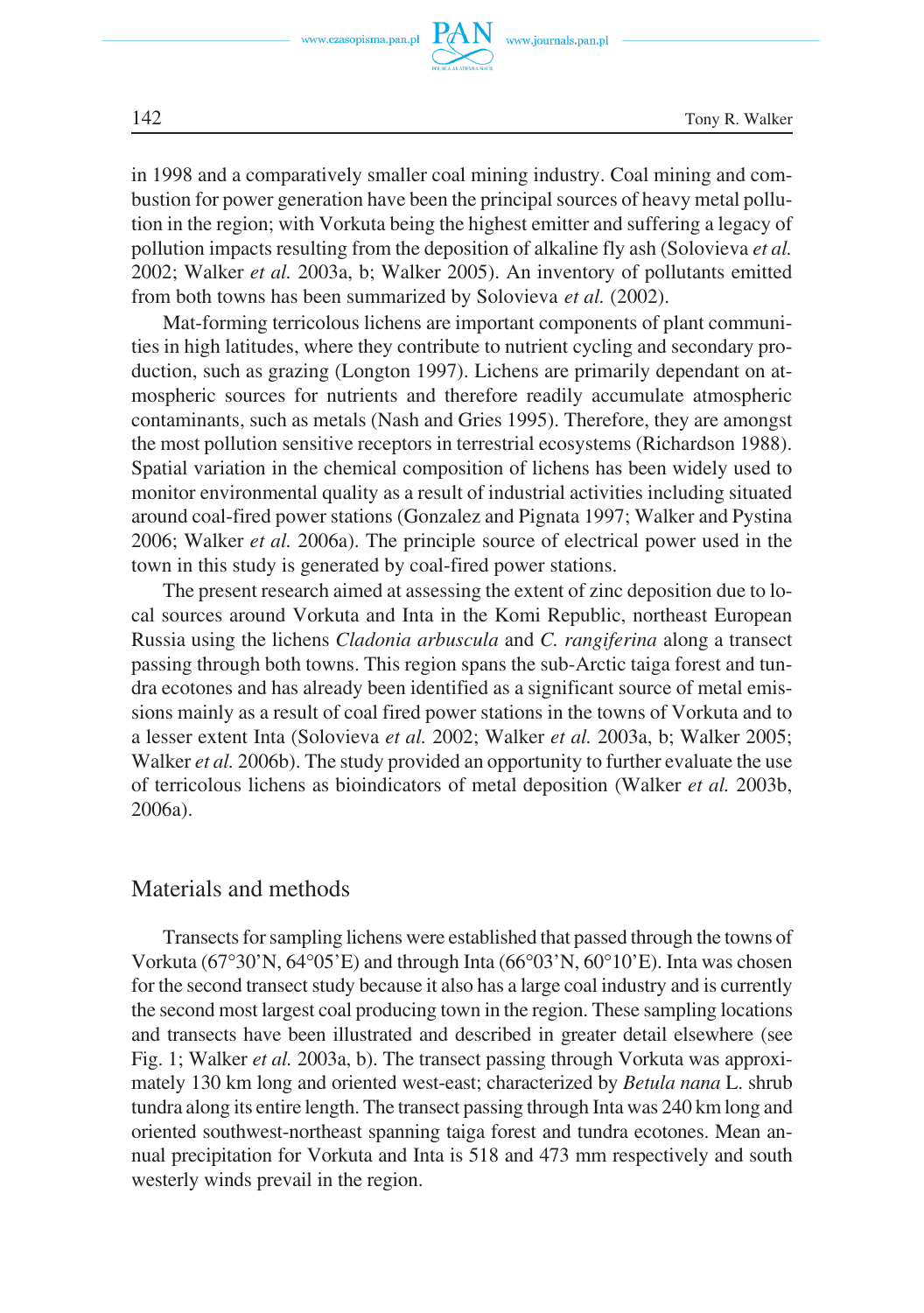in 1998 and a comparatively smaller coal mining industry. Coal mining and combustion for power generation have been the principal sources of heavy metal pollution in the region; with Vorkuta being the highest emitter and suffering a legacy of pollution impacts resulting from the deposition of alkaline fly ash (Solovieva *et al.* 2002; Walker *et al.* 2003a, b; Walker 2005). An inventory of pollutants emitted from both towns has been summarized by Solovieva *et al.* (2002).

Mat-forming terricolous lichens are important components of plant communities in high latitudes, where they contribute to nutrient cycling and secondary production, such as grazing (Longton 1997). Lichens are primarily dependant on atmospheric sources for nutrients and therefore readily accumulate atmospheric contaminants, such as metals (Nash and Gries 1995). Therefore, they are amongst the most pollution sensitive receptors in terrestrial ecosystems (Richardson 1988). Spatial variation in the chemical composition of lichens has been widely used to monitor environmental quality as a result of industrial activities including situated around coal-fired power stations (Gonzalez and Pignata 1997; Walker and Pystina 2006; Walker *et al.* 2006a). The principle source of electrical power used in the town in this study is generated by coal-fired power stations.

The present research aimed at assessing the extent of zinc deposition due to local sources around Vorkuta and Inta in the Komi Republic, northeast European Russia using the lichens *Cladonia arbuscula* and *C. rangiferina* along a transect passing through both towns. This region spans the sub-Arctic taiga forest and tundra ecotones and has already been identified as a significant source of metal emissions mainly as a result of coal fired power stations in the towns of Vorkuta and to a lesser extent Inta (Solovieva *et al.* 2002; Walker *et al.* 2003a, b; Walker 2005; Walker *et al.* 2006b). The study provided an opportunity to further evaluate the use of terricolous lichens as bioindicators of metal deposition (Walker *et al.* 2003b, 2006a).

## Materials and methods

Transects for sampling lichens were established that passed through the towns of Vorkuta (67°30'N, 64°05'E) and through Inta (66°03'N, 60°10'E). Inta was chosen for the second transect study because it also has a large coal industry and is currently the second most largest coal producing town in the region. These sampling locations and transects have been illustrated and described in greater detail elsewhere (see Fig. 1; Walker *et al.* 2003a, b). The transect passing through Vorkuta was approximately 130 km long and oriented west-east; characterized by *Betula nana* L. shrub tundra along its entire length. The transect passing through Inta was 240 km long and oriented southwest-northeast spanning taiga forest and tundra ecotones. Mean annual precipitation for Vorkuta and Inta is 518 and 473 mm respectively and south westerly winds prevail in the region.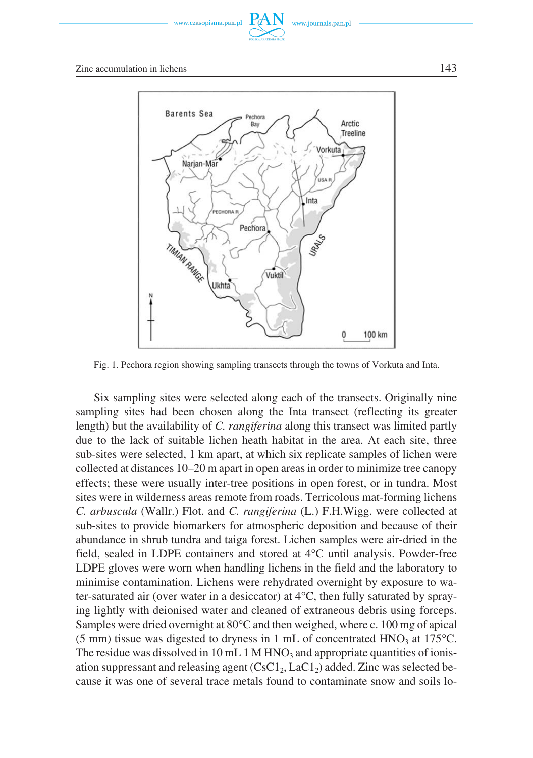Fig. 1. Pechora region showing sampling transects through the towns of Vorkuta and Inta.

Six sampling sites were selected along each of the transects. Originally nine sampling sites had been chosen along the Inta transect (reflecting its greater length) but the availability of *C. rangiferina* along this transect was limited partly due to the lack of suitable lichen heath habitat in the area. At each site, three sub-sites were selected, 1 km apart, at which six replicate samples of lichen were collected at distances 10–20 m apart in open areas in order to minimize tree canopy effects; these were usually inter-tree positions in open forest, or in tundra. Most sites were in wilderness areas remote from roads. Terricolous mat-forming lichens *C. arbuscula* (Wallr.) Flot. and *C. rangiferina* (L.) F.H.Wigg. were collected at sub-sites to provide biomarkers for atmospheric deposition and because of their abundance in shrub tundra and taiga forest. Lichen samples were air-dried in the field, sealed in LDPE containers and stored at 4°C until analysis. Powder-free LDPE gloves were worn when handling lichens in the field and the laboratory to minimise contamination. Lichens were rehydrated overnight by exposure to water-saturated air (over water in a desiccator) at 4°C, then fully saturated by spraying lightly with deionised water and cleaned of extraneous debris using forceps. Samples were dried overnight at 80°C and then weighed, where c. 100 mg of apical (5 mm) tissue was digested to dryness in 1 mL of concentrated $HNO_3$ at 175°C. The residue was dissolved in 10 mL 1 M $HNO_3$ and appropriate quantities of ionisation suppressant and releasing agent ($CsC1_2$, $LaC1_2$) added. Zinc was selected because it was one of several trace metals found to contaminate snow and soils lo-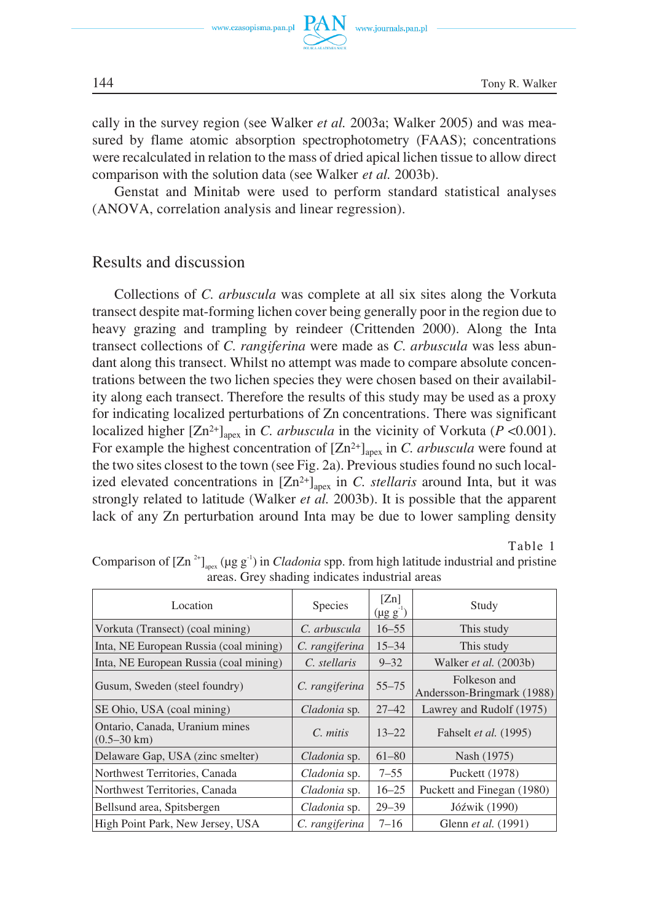cally in the survey region (see Walker *et al.* 2003a; Walker 2005) and was measured by flame atomic absorption spectrophotometry (FAAS); concentrations were recalculated in relation to the mass of dried apical lichen tissue to allow direct comparison with the solution data (see Walker *et al.* 2003b).

Genstat and Minitab were used to perform standard statistical analyses (ANOVA, correlation analysis and linear regression).

## Results and discussion

Collections of *C. arbuscula* was complete at all six sites along the Vorkuta transect despite mat-forming lichen cover being generally poor in the region due to heavy grazing and trampling by reindeer (Crittenden 2000). Along the Inta transect collections of *C. rangiferina* were made as *C. arbuscula* was less abundant along this transect. Whilst no attempt was made to compare absolute concentrations between the two lichen species they were chosen based on their availability along each transect. Therefore the results of this study may be used as a proxy for indicating localized perturbations of Zn concentrations. There was significant localized higher $[Zn^{2+}]_{apex}$ in *C. arbuscula* in the vicinity of Vorkuta ($P$ <0.001). For example the highest concentration of $[Zn^{2+}]_{apex}$ in *C. arbuscula* were found at the two sites closest to the town (see Fig. 2a). Previous studies found no such localized elevated concentrations in $[Zn^{2+}]_{apex}$ in *C. stellaris* around Inta, but it was strongly related to latitude (Walker *et al.* 2003b). It is possible that the apparent lack of any Zn perturbation around Inta may be due to lower sampling density

Table 1

Comparison of $[Zn^{2+}]_{apex}$ (μg g$^{-1}$) in *Cladonia* spp. from high latitude industrial and pristine areas. Grey shading indicates industrial areas

| Location | Species | [Zn] (μg g$^{-1}$) | Study |
|---|---|---|---|
| Vorkuta (Transect) (coal mining) | *C. arbuscula* | 16–55 | This study |
| Inta, NE European Russia (coal mining) | *C. rangiferina* | 15–34 | This study |
| Inta, NE European Russia (coal mining) | *C. stellaris* | 9–32 | Walker *et al.* (2003b) |
| Gusum, Sweden (steel foundry) | *C. rangiferina* | 55–75 | Folkeson and Andersson-Bringmark (1988) |
| SE Ohio, USA (coal mining) | *Cladonia* sp. | 27–42 | Lawrey and Rudolf (1975) |
| Ontario, Canada, Uranium mines (0.5–30 km) | *C. mitis* | 13–22 | Fahselt *et al.* (1995) |
| Delaware Gap, USA (zinc smelter) | *Cladonia* sp. | 61–80 | Nash (1975) |
| Northwest Territories, Canada | *Cladonia* sp. | 7–55 | Puckett (1978) |
| Northwest Territories, Canada | *Cladonia* sp. | 16–25 | Puckett and Finegan (1980) |
| Bellsund area, Spitsbergen | *Cladonia* sp. | 29–39 | Jóźwik (1990) |
| High Point Park, New Jersey, USA | *C. rangiferina* | 7–16 | Glenn *et al.* (1991) |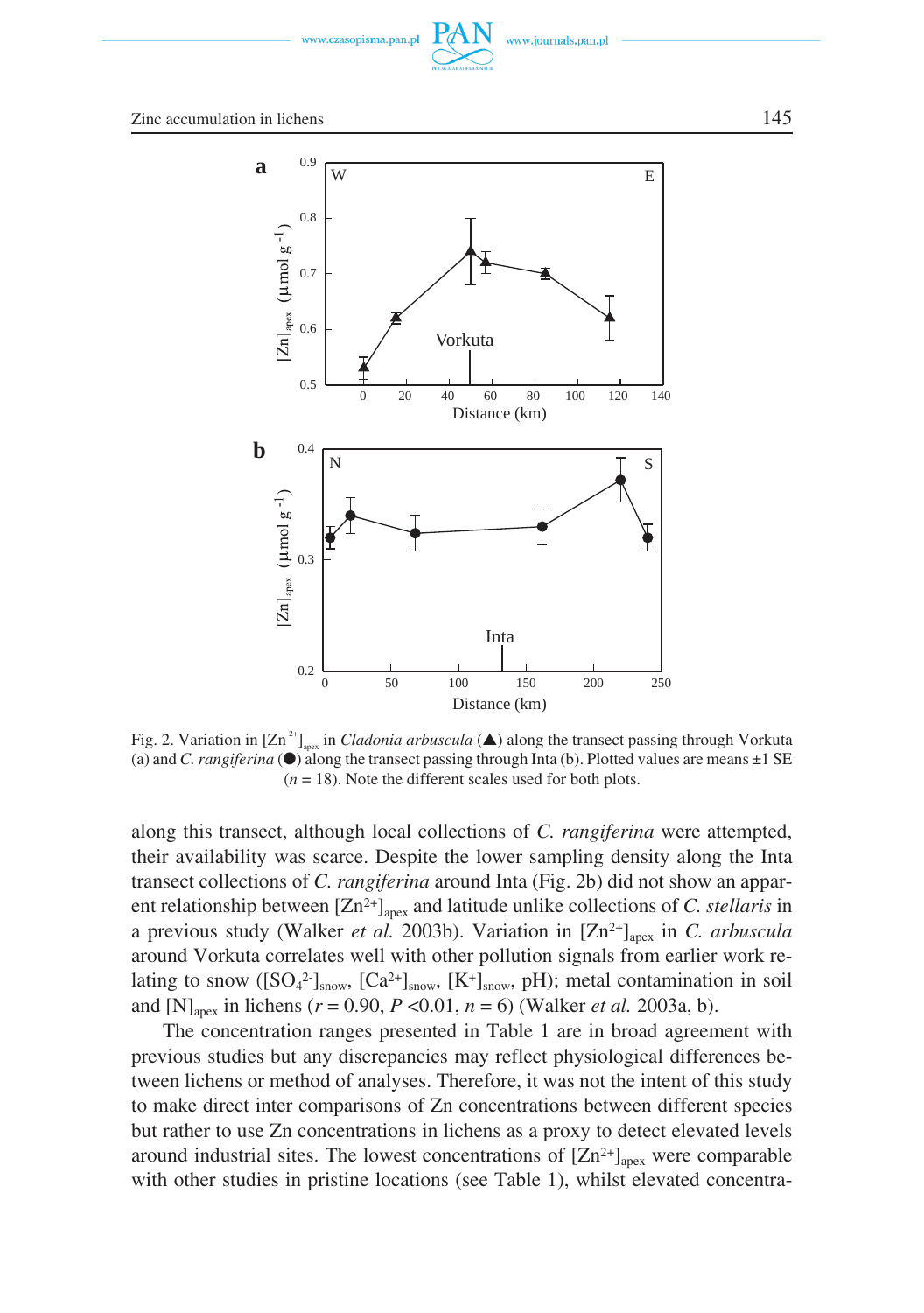Fig. 2. Variation in $[Zn^{2+}]_{apex}$ in *Cladonia arbuscula* (▲) along the transect passing through Vorkuta (a) and *C. rangiferina* (●) along the transect passing through Inta (b). Plotted values are means ±1 SE ($n$ = 18). Note the different scales used for both plots.

along this transect, although local collections of *C. rangiferina* were attempted, their availability was scarce. Despite the lower sampling density along the Inta transect collections of *C. rangiferina* around Inta (Fig. 2b) did not show an apparent relationship between $[Zn^{2+}]_{apex}$ and latitude unlike collections of *C. stellaris* in a previous study (Walker *et al.* 2003b). Variation in $[Zn^{2+}]_{apex}$ in *C. arbuscula* around Vorkuta correlates well with other pollution signals from earlier work relating to snow ($[SO_4^{2-}]_{snow}$, $[Ca^{2+}]_{snow}$, $[K^{+}]_{snow}$, pH); metal contamination in soil and $[N]_{apex}$ in lichens ($r$ = 0.90, $P$ <0.01, $n$ = 6) (Walker *et al.* 2003a, b).

The concentration ranges presented in Table 1 are in broad agreement with previous studies but any discrepancies may reflect physiological differences between lichens or method of analyses. Therefore, it was not the intent of this study to make direct inter comparisons of Zn concentrations between different species but rather to use Zn concentrations in lichens as a proxy to detect elevated levels around industrial sites. The lowest concentrations of $[Zn^{2+}]_{apex}$ were comparable with other studies in pristine locations (see Table 1), whilst elevated concentra-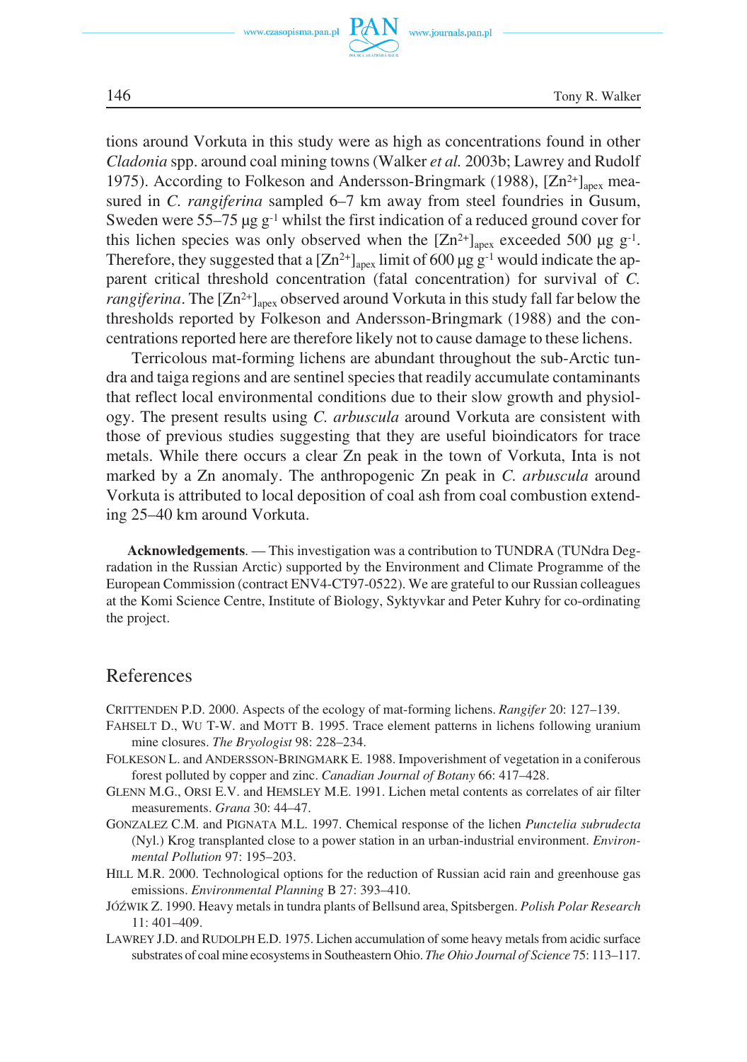tions around Vorkuta in this study were as high as concentrations found in other *Cladonia* spp. around coal mining towns (Walker *et al.* 2003b; Lawrey and Rudolf 1975). According to Folkeson and Andersson-Bringmark (1988), $[Zn^{2+}]_{apex}$ measured in *C. rangiferina* sampled 6–7 km away from steel foundries in Gusum, Sweden were 55–75 µg $g^{-1}$ whilst the first indication of a reduced ground cover for this lichen species was only observed when the $[Zn^{2+}]_{apex}$ exceeded 500 µg $g^{-1}$. Therefore, they suggested that a $[Zn^{2+}]_{apex}$ limit of 600 µg $g^{-1}$ would indicate the apparent critical threshold concentration (fatal concentration) for survival of *C. rangiferina*. The $[Zn^{2+}]_{apex}$ observed around Vorkuta in this study fall far below the thresholds reported by Folkeson and Andersson-Bringmark (1988) and the concentrations reported here are therefore likely not to cause damage to these lichens.

Terricolous mat-forming lichens are abundant throughout the sub-Arctic tundra and taiga regions and are sentinel species that readily accumulate contaminants that reflect local environmental conditions due to their slow growth and physiology. The present results using *C. arbuscula* around Vorkuta are consistent with those of previous studies suggesting that they are useful bioindicators for trace metals. While there occurs a clear Zn peak in the town of Vorkuta, Inta is not marked by a Zn anomaly. The anthropogenic Zn peak in *C. arbuscula* around Vorkuta is attributed to local deposition of coal ash from coal combustion extending 25–40 km around Vorkuta.

**Acknowledgements**. — This investigation was a contribution to TUNDRA (TUNdra Degradation in the Russian Arctic) supported by the Environment and Climate Programme of the European Commission (contract ENV4-CT97-0522). We are grateful to our Russian colleagues at the Komi Science Centre, Institute of Biology, Syktyvkar and Peter Kuhry for co-ordinating the project.

## References

CRITTENDEN P.D. 2000. Aspects of the ecology of mat-forming lichens. *Rangifer* 20: 127–139.

FAHSELT D., WU T-W. and MOTT B. 1995. Trace element patterns in lichens following uranium mine closures. *The Bryologist* 98: 228–234.

FOLKESON L. and ANDERSSON-BRINGMARK E. 1988. Impoverishment of vegetation in a coniferous forest polluted by copper and zinc. *Canadian Journal of Botany* 66: 417–428.

GLENN M.G., ORSI E.V. and HEMSLEY M.E. 1991. Lichen metal contents as correlates of air filter measurements. *Grana* 30: 44–47.

GONZALEZ C.M. and PIGNATA M.L. 1997. Chemical response of the lichen *Punctelia subrudecta* (Nyl.) Krog transplanted close to a power station in an urban-industrial environment. *Environmental Pollution* 97: 195–203.

HILL M.R. 2000. Technological options for the reduction of Russian acid rain and greenhouse gas emissions. *Environmental Planning* B 27: 393–410.

JÓŹWIK Z. 1990. Heavy metals in tundra plants of Bellsund area, Spitsbergen. *Polish Polar Research* 11: 401–409.

LAWREY J.D. and RUDOLPH E.D. 1975. Lichen accumulation of some heavy metals from acidic surface substrates of coal mine ecosystems in Southeastern Ohio. *The Ohio Journal of Science* 75: 113–117.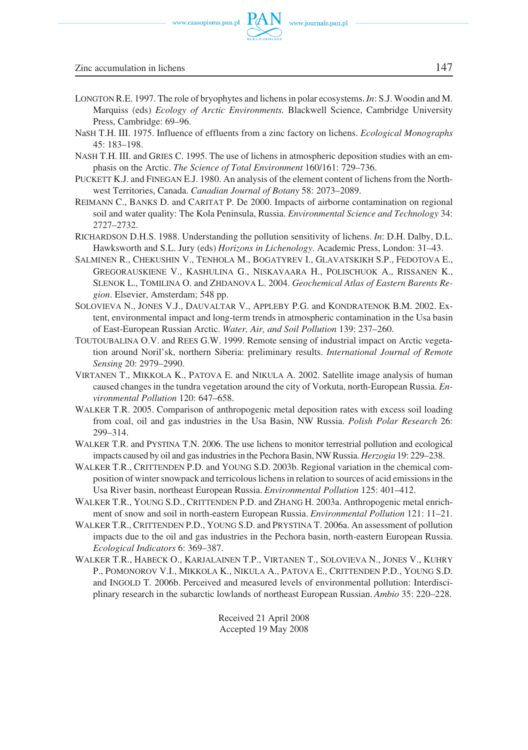LONGTON R.E. 1997. The role of bryophytes and lichens in polar ecosystems. *In*: S.J. Woodin and M. Marquiss (eds) *Ecology of Arctic Environments.* Blackwell Science, Cambridge University Press, Cambridge: 69–96.

NASH T.H. III. 1975. Influence of effluents from a zinc factory on lichens. *Ecological Monographs* 45: 183–198.

NASH T.H. III. and GRIES C. 1995. The use of lichens in atmospheric deposition studies with an emphasis on the Arctic. *The Science of Total Environment* 160/161: 729–736.

PUCKETT K.J. and FINEGAN E.J. 1980. An analysis of the element content of lichens from the Northwest Territories, Canada. *Canadian Journal of Botany* 58: 2073–2089.

REIMANN C., BANKS D. and CARITAT P. De 2000. Impacts of airborne contamination on regional soil and water quality: The Kola Peninsula, Russia. *Environmental Science and Technology* 34: 2727–2732.

RICHARDSON D.H.S. 1988. Understanding the pollution sensitivity of lichens. *In*: D.H. Dalby, D.L. Hawksworth and S.L. Jury (eds) *Horizons in Lichenology*. Academic Press, London: 31–43.

SALMINEN R., CHEKUSHIN V., TENHOLA M., BOGATYREV I., GLAVATSKIKH S.P., FEDOTOVA E., GREGORAUSKIENE V., KASHULINA G., NISKAVAARA H., POLISCHUOK A., RISSANEN K., SLENOK L., TOMILINA O. and ZHDANOVA L. 2004. *Geochemical Atlas of Eastern Barents Region*. Elsevier, Amsterdam; 548 pp.

SOLOVIEVA N., JONES V.J., DAUVALTAR V., APPLEBY P.G. and KONDRATENOK B.M. 2002. Extent, environmental impact and long-term trends in atmospheric contamination in the Usa basin of East-European Russian Arctic. *Water, Air, and Soil Pollution* 139: 237–260.

TOUTOUBALINA O.V. and REES G.W. 1999. Remote sensing of industrial impact on Arctic vegetation around Noril'sk, northern Siberia: preliminary results. *International Journal of Remote Sensing* 20: 2979–2990.

VIRTANEN T., MIKKOLA K., PATOVA E. and NIKULA A. 2002. Satellite image analysis of human caused changes in the tundra vegetation around the city of Vorkuta, north-European Russia. *Environmental Pollution* 120: 647–658.

WALKER T.R. 2005. Comparison of anthropogenic metal deposition rates with excess soil loading from coal, oil and gas industries in the Usa Basin, NW Russia. *Polish Polar Research* 26: 299–314.

WALKER T.R. and PYSTINA T.N. 2006. The use lichens to monitor terrestrial pollution and ecological impacts caused by oil and gas industries in the Pechora Basin, NW Russia. *Herzogia* 19: 229–238.

WALKER T.R., CRITTENDEN P.D. and YOUNG S.D. 2003b. Regional variation in the chemical composition of winter snowpack and terricolous lichens in relation to sources of acid emissions in the Usa River basin, northeast European Russia. *Environmental Pollution* 125: 401–412.

WALKER T.R., YOUNG S.D., CRITTENDEN P.D. and ZHANG H. 2003a. Anthropogenic metal enrichment of snow and soil in north-eastern European Russia. *Environmental Pollution* 121: 11–21.

WALKER T.R., CRITTENDEN P.D., YOUNG S.D. and PRYSTINA T. 2006a. An assessment of pollution impacts due to the oil and gas industries in the Pechora basin, north-eastern European Russia. *Ecological Indicators* 6: 369–387.

WALKER T.R., HABECK O., KARJALAINEN T.P., VIRTANEN T., SOLOVIEVA N., JONES V., KUHRY P., POMONOROV V.I., MIKKOLA K., NIKULA A., PATOVA E., CRITTENDEN P.D., YOUNG S.D. and INGOLD T. 2006b. Perceived and measured levels of environmental pollution: Interdisciplinary research in the subarctic lowlands of northeast European Russian. *Ambio* 35: 220–228.

Received 21 April 2008
Accepted 19 May 2008